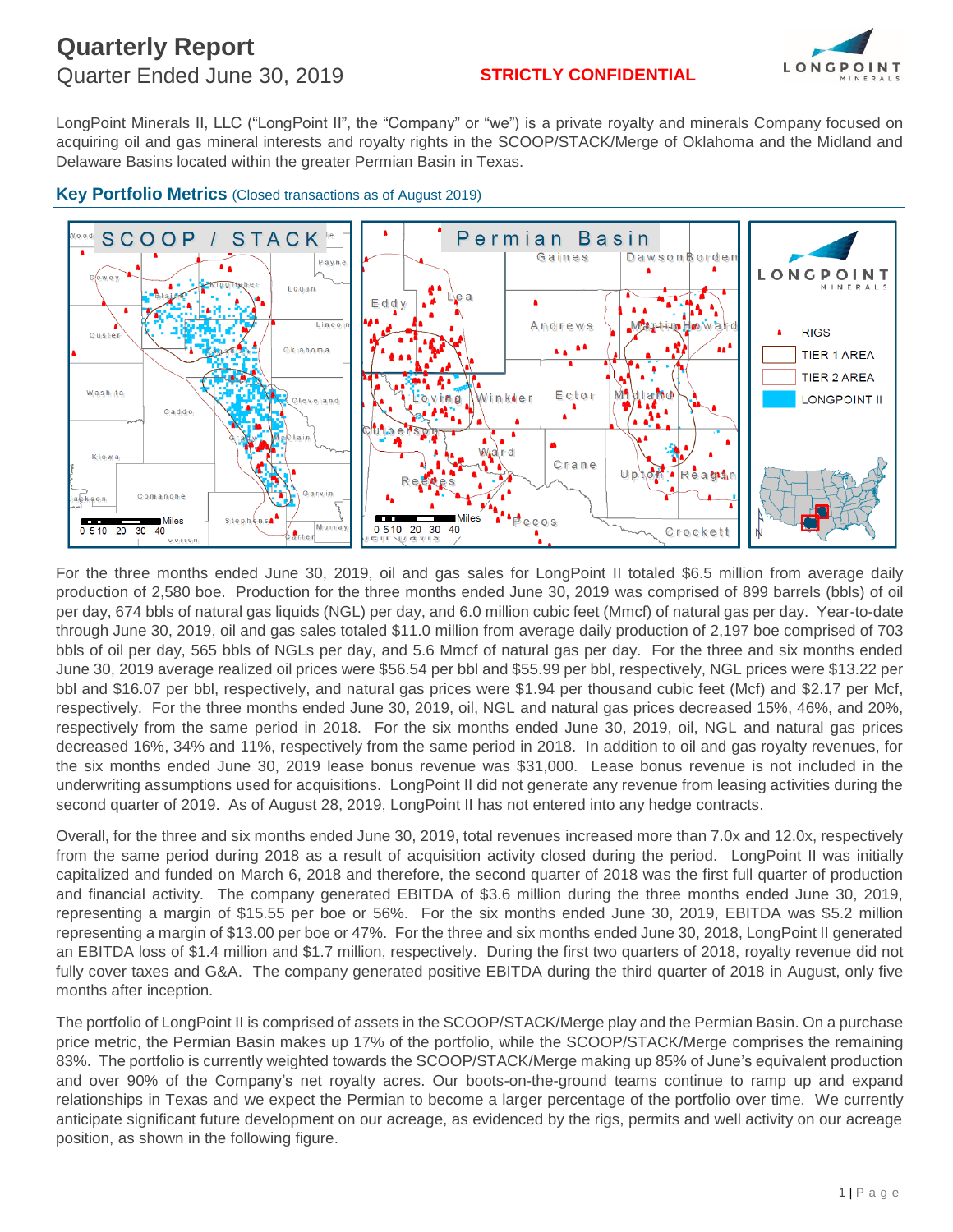# Quarterly Report

Quarter Ended June 30, 2019

**STRICTLY CONFIDENTIAL**

LongPoint Minerals II, LLC ("LongPoint II", the "Company" or "we") is a private royalty and minerals Company focused on acquiring oil and gas mineral interests and royalty rights in the SCOOP/STACK/Merge of Oklahoma and the Midland and Delaware Basins located within the greater Permian Basin in Texas.

## Key Portfolio Metrics (Closed transactions as of August 2019)

For the three months ended June 30, 2019, oil and gas sales for LongPoint II totaled $6.5 million from average daily production of 2,580 boe. Production for the three months ended June 30, 2019 was comprised of 899 barrels (bbls) of oil per day, 674 bbls of natural gas liquids (NGL) per day, and 6.0 million cubic feet (Mmcf) of natural gas per day. Year-to-date through June 30, 2019, oil and gas sales totaled $11.0 million from average daily production of 2,197 boe comprised of 703 bbls of oil per day, 565 bbls of NGLs per day, and 5.6 Mmcf of natural gas per day. For the three and six months ended June 30, 2019 average realized oil prices were $56.54 per bbl and $55.99 per bbl, respectively, NGL prices were $13.22 per bbl and $16.07 per bbl, respectively, and natural gas prices were $1.94 per thousand cubic feet (Mcf) and $2.17 per Mcf, respectively. For the three months ended June 30, 2019, oil, NGL and natural gas prices decreased 15%, 46%, and 20%, respectively from the same period in 2018. For the six months ended June 30, 2019, oil, NGL and natural gas prices decreased 16%, 34% and 11%, respectively from the same period in 2018. In addition to oil and gas royalty revenues, for the six months ended June 30, 2019 lease bonus revenue was $31,000. Lease bonus revenue is not included in the underwriting assumptions used for acquisitions. LongPoint II did not generate any revenue from leasing activities during the second quarter of 2019. As of August 28, 2019, LongPoint II has not entered into any hedge contracts.

Overall, for the three and six months ended June 30, 2019, total revenues increased more than 7.0x and 12.0x, respectively from the same period during 2018 as a result of acquisition activity closed during the period. LongPoint II was initially capitalized and funded on March 6, 2018 and therefore, the second quarter of 2018 was the first full quarter of production and financial activity. The company generated EBITDA of $3.6 million during the three months ended June 30, 2019, representing a margin of $15.55 per boe or 56%. For the six months ended June 30, 2019, EBITDA was $5.2 million representing a margin of $13.00 per boe or 47%. For the three and six months ended June 30, 2018, LongPoint II generated an EBITDA loss of $1.4 million and $1.7 million, respectively. During the first two quarters of 2018, royalty revenue did not fully cover taxes and G&A. The company generated positive EBITDA during the third quarter of 2018 in August, only five months after inception.

The portfolio of LongPoint II is comprised of assets in the SCOOP/STACK/Merge play and the Permian Basin. On a purchase price metric, the Permian Basin makes up 17% of the portfolio, while the SCOOP/STACK/Merge comprises the remaining 83%. The portfolio is currently weighted towards the SCOOP/STACK/Merge making up 85% of June's equivalent production and over 90% of the Company's net royalty acres. Our boots-on-the-ground teams continue to ramp up and expand relationships in Texas and we expect the Permian to become a larger percentage of the portfolio over time. We currently anticipate significant future development on our acreage, as evidenced by the rigs, permits and well activity on our acreage position, as shown in the following figure.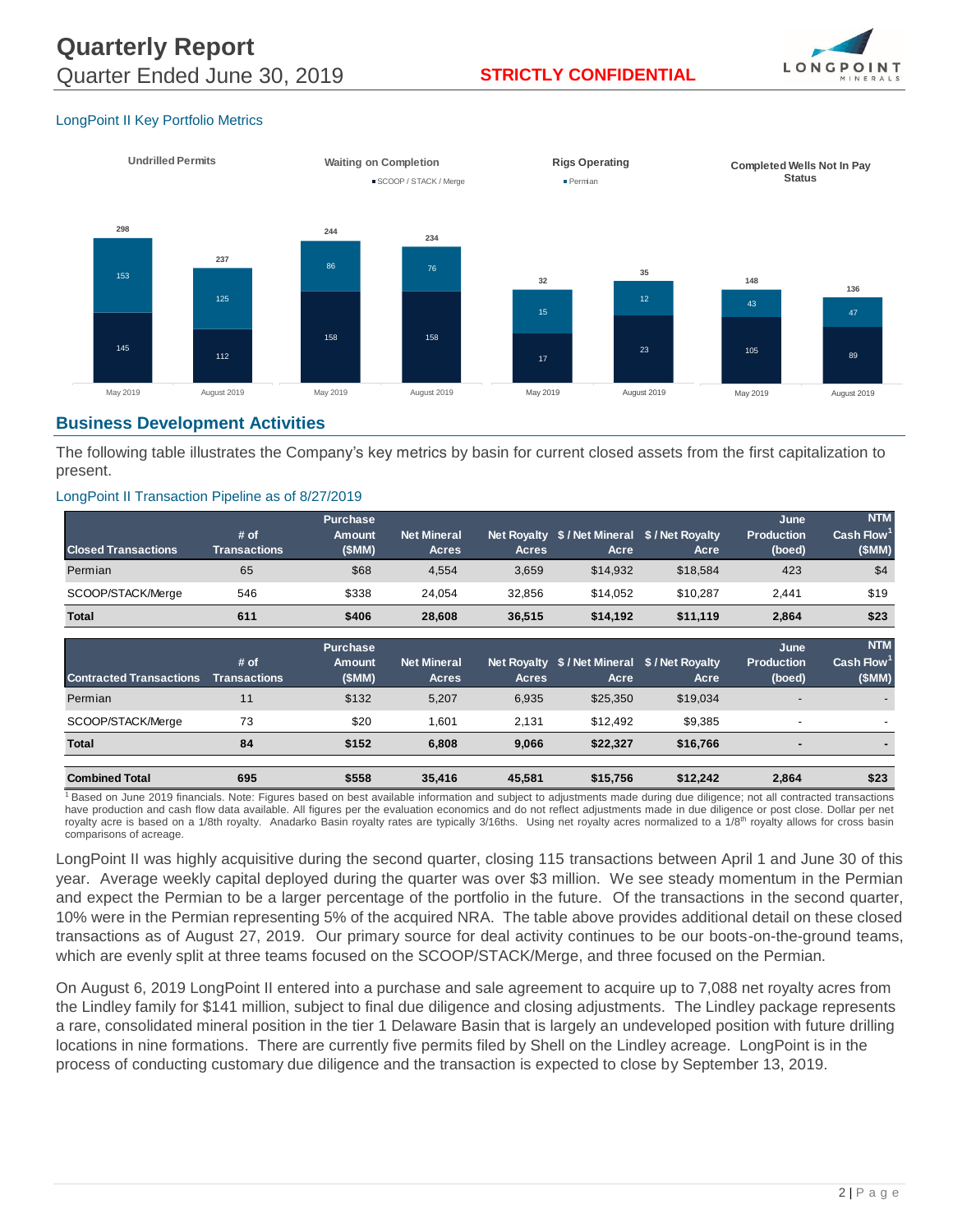LongPoint II Key Portfolio Metrics

| Metric | Period | SCOOP / STACK / Merge | Permian | Total |
|---|---|---|---|---|
| Undrilled Permits | May 2019 | 145 | 153 | 298 |
| Undrilled Permits | August 2019 | 112 | 125 | 237 |
| Waiting on Completion | May 2019 | 158 | 86 | 244 |
| Waiting on Completion | August 2019 | 158 | 76 | 234 |
| Rigs Operating | May 2019 | 17 | 15 | 32 |
| Rigs Operating | August 2019 | 23 | 12 | 35 |
| Completed Wells Not In Pay Status | May 2019 | 105 | 43 | 148 |
| Completed Wells Not In Pay Status | August 2019 | 89 | 47 | 136 |

## Business Development Activities

The following table illustrates the Company's key metrics by basin for current closed assets from the first capitalization to present.

LongPoint II Transaction Pipeline as of 8/27/2019

| Closed Transactions | # of Transactions | Purchase Amount ($MM) | Net Mineral Acres | Net Royalty Acres | $ / Net Mineral Acre | $ / Net Royalty Acre | June Production (boed) | NTM Cash Flow[1] ($MM) |
|---|---|---|---|---|---|---|---|---|
| Permian | 65 | $68 | 4,554 | 3,659 | $14,932 | $18,584 | 423 | $4 |
| SCOOP/STACK/Merge | 546 | $338 | 24,054 | 32,856 | $14,052 | $10,287 | 2,441 | $19 |
| **Total** | **611** | **$406** | **28,608** | **36,515** | **$14,192** | **$11,119** | **2,864** | **$23** |

| Contracted Transactions | # of Transactions | Purchase Amount ($MM) | Net Mineral Acres | Net Royalty Acres | $ / Net Mineral Acre | $ / Net Royalty Acre | June Production (boed) | NTM Cash Flow[1] ($MM) |
|---|---|---|---|---|---|---|---|---|
| Permian | 11 | $132 | 5,207 | 6,935 | $25,350 | $19,034 | - | - |
| SCOOP/STACK/Merge | 73 | $20 | 1,601 | 2,131 | $12,492 | $9,385 | - | - |
| **Total** | **84** | **$152** | **6,808** | **9,066** | **$22,327** | **$16,766** | **-** | **-** |
| **Combined Total** | **695** | **$558** | **35,416** | **45,581** | **$15,756** | **$12,242** | **2,864** | **$23** |

[1] Based on June 2019 financials. Note: Figures based on best available information and subject to adjustments made during due diligence; not all contracted transactions have production and cash flow data available. All figures per the evaluation economics and do not reflect adjustments made in due diligence or post close. Dollar per net royalty acre is based on a 1/8th royalty. Anadarko Basin royalty rates are typically 3/16ths. Using net royalty acres normalized to a 1/8th royalty allows for cross basin comparisons of acreage.

LongPoint II was highly acquisitive during the second quarter, closing 115 transactions between April 1 and June 30 of this year. Average weekly capital deployed during the quarter was over $3 million. We see steady momentum in the Permian and expect the Permian to be a larger percentage of the portfolio in the future. Of the transactions in the second quarter, 10% were in the Permian representing 5% of the acquired NRA. The table above provides additional detail on these closed transactions as of August 27, 2019. Our primary source for deal activity continues to be our boots-on-the-ground teams, which are evenly split at three teams focused on the SCOOP/STACK/Merge, and three focused on the Permian.

On August 6, 2019 LongPoint II entered into a purchase and sale agreement to acquire up to 7,088 net royalty acres from the Lindley family for $141 million, subject to final due diligence and closing adjustments. The Lindley package represents a rare, consolidated mineral position in the tier 1 Delaware Basin that is largely an undeveloped position with future drilling locations in nine formations. There are currently five permits filed by Shell on the Lindley acreage. LongPoint is in the process of conducting customary due diligence and the transaction is expected to close by September 13, 2019.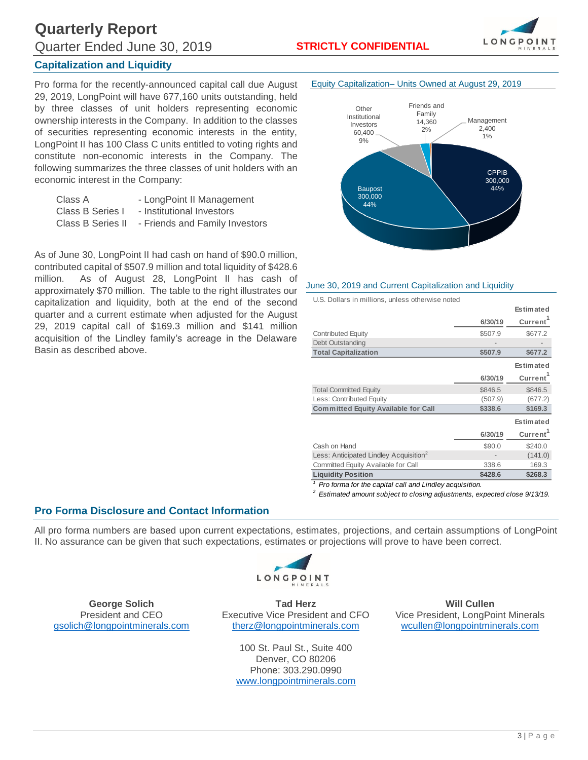## Capitalization and Liquidity

Pro forma for the recently-announced capital call due August 29, 2019, LongPoint will have 677,160 units outstanding, held by three classes of unit holders representing economic ownership interests in the Company. In addition to the classes of securities representing economic interests in the entity, LongPoint II has 100 Class C units entitled to voting rights and constitute non-economic interests in the Company. The following summarizes the three classes of unit holders with an economic interest in the Company:

- Class A - LongPoint II Management
- Class B Series I - Institutional Investors
- Class B Series II - Friends and Family Investors

As of June 30, LongPoint II had cash on hand of $90.0 million, contributed capital of $507.9 million and total liquidity of $428.6 million. As of August 28, LongPoint II has cash of approximately $70 million. The table to the right illustrates our capitalization and liquidity, both at the end of the second quarter and a current estimate when adjusted for the August 29, 2019 capital call of $169.3 million and $141 million acquisition of the Lindley family's acreage in the Delaware Basin as described above.

Equity Capitalization– Units Owned at August 29, 2019

| Holder | Units | % |
|---|---|---|
| CPPIB | 300,000 | 44% |
| Baupost | 300,000 | 44% |
| Other Institutional Investors | 60,400 | 9% |
| Friends and Family | 14,360 | 2% |
| Management | 2,400 | 1% |

June 30, 2019 and Current Capitalization and Liquidity

U.S. Dollars in millions, unless otherwise noted

| | 6/30/19 | Estimated Current[1] |
|---|---|---|
| Contributed Equity | $507.9 | $677.2 |
| Debt Outstanding | - | - |
| **Total Capitalization** | **$507.9** | **$677.2** |

| | 6/30/19 | Estimated Current[1] |
|---|---|---|
| Total Committed Equity | $846.5 | $846.5 |
| Less: Contributed Equity | (507.9) | (677.2) |
| **Committed Equity Available for Call** | **$338.6** | **$169.3** |

| | 6/30/19 | Estimated Current[1] |
|---|---|---|
| Cash on Hand | $90.0 | $240.0 |
| Less: Anticipated Lindley Acquisition[2] | - | (141.0) |
| Committed Equity Available for Call | 338.6 | 169.3 |
| **Liquidity Position** | **$428.6** | **$268.3** |

[1] *Pro forma for the capital call and Lindley acquisition.*

[2] *Estimated amount subject to closing adjustments, expected close 9/13/19.*

## Pro Forma Disclosure and Contact Information

All pro forma numbers are based upon current expectations, estimates, projections, and certain assumptions of LongPoint II. No assurance can be given that such expectations, estimates or projections will prove to have been correct.

**George Solich**
President and CEO
gsolich@longpointminerals.com

**Tad Herz**
Executive Vice President and CFO
therz@longpointminerals.com

**Will Cullen**
Vice President, LongPoint Minerals
wcullen@longpointminerals.com

100 St. Paul St., Suite 400
Denver, CO 80206
Phone: 303.290.0990
www.longpointminerals.com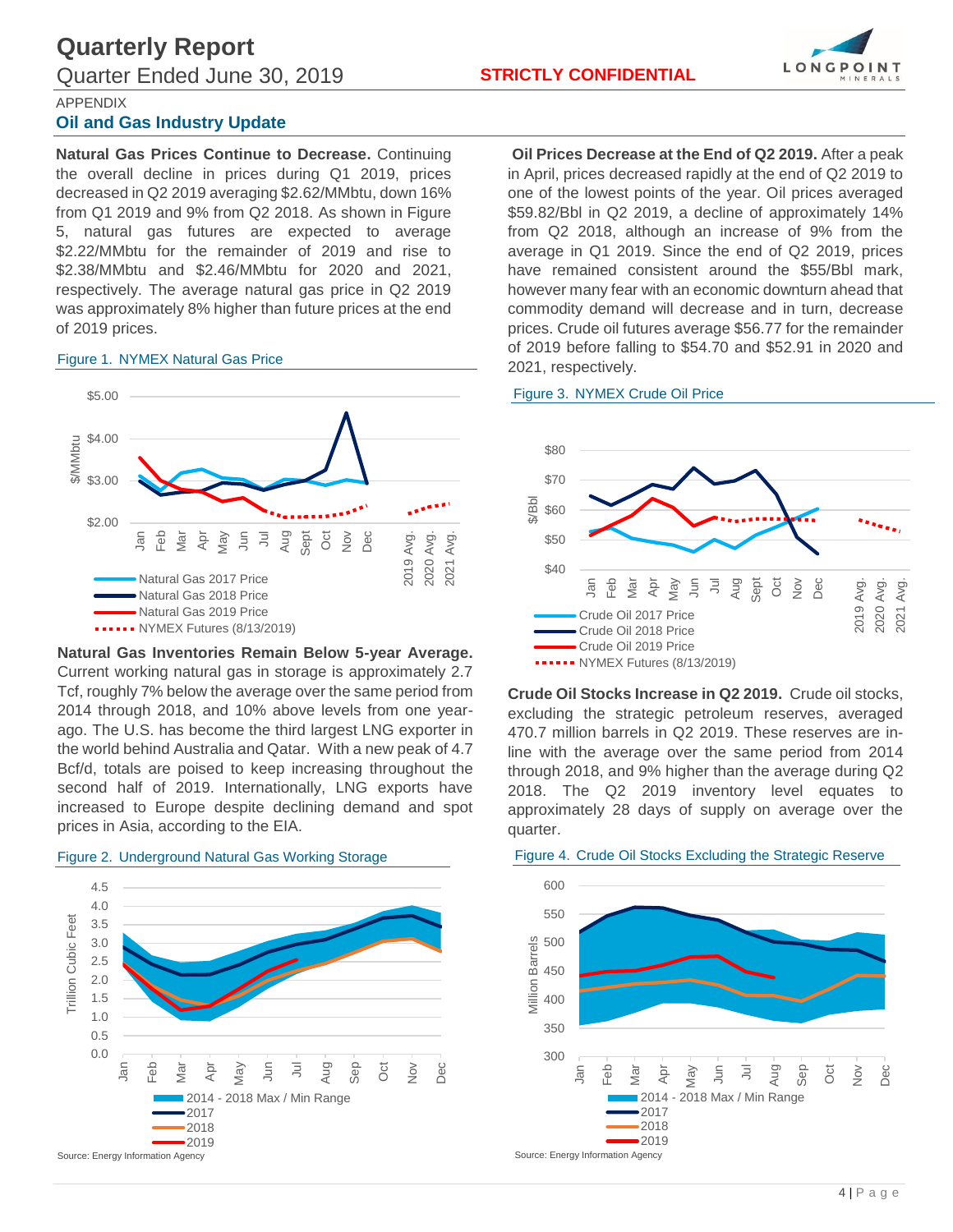APPENDIX

## Oil and Gas Industry Update

**Natural Gas Prices Continue to Decrease.** Continuing the overall decline in prices during Q1 2019, prices decreased in Q2 2019 averaging $2.62/MMbtu, down 16% from Q1 2019 and 9% from Q2 2018. As shown in Figure 5, natural gas futures are expected to average $2.22/MMbtu for the remainder of 2019 and rise to $2.38/MMbtu and $2.46/MMbtu for 2020 and 2021, respectively. The average natural gas price in Q2 2019 was approximately 8% higher than future prices at the end of 2019 prices.

Figure 1. NYMEX Natural Gas Price

**Natural Gas Inventories Remain Below 5-year Average.** Current working natural gas in storage is approximately 2.7 Tcf, roughly 7% below the average over the same period from 2014 through 2018, and 10% above levels from one year-ago. The U.S. has become the third largest LNG exporter in the world behind Australia and Qatar. With a new peak of 4.7 Bcf/d, totals are poised to keep increasing throughout the second half of 2019. Internationally, LNG exports have increased to Europe despite declining demand and spot prices in Asia, according to the EIA.

Figure 2. Underground Natural Gas Working Storage

Source: Energy Information Agency

**Oil Prices Decrease at the End of Q2 2019.** After a peak in April, prices decreased rapidly at the end of Q2 2019 to one of the lowest points of the year. Oil prices averaged $59.82/Bbl in Q2 2019, a decline of approximately 14% from Q2 2018, although an increase of 9% from the average in Q1 2019. Since the end of Q2 2019, prices have remained consistent around the $55/Bbl mark, however many fear with an economic downturn ahead that commodity demand will decrease and in turn, decrease prices. Crude oil futures average $56.77 for the remainder of 2019 before falling to $54.70 and $52.91 in 2020 and 2021, respectively.

Figure 3. NYMEX Crude Oil Price

**Crude Oil Stocks Increase in Q2 2019.** Crude oil stocks, excluding the strategic petroleum reserves, averaged 470.7 million barrels in Q2 2019. These reserves are in-line with the average over the same period from 2014 through 2018, and 9% higher than the average during Q2 2018. The Q2 2019 inventory level equates to approximately 28 days of supply on average over the quarter.

Figure 4. Crude Oil Stocks Excluding the Strategic Reserve

Source: Energy Information Agency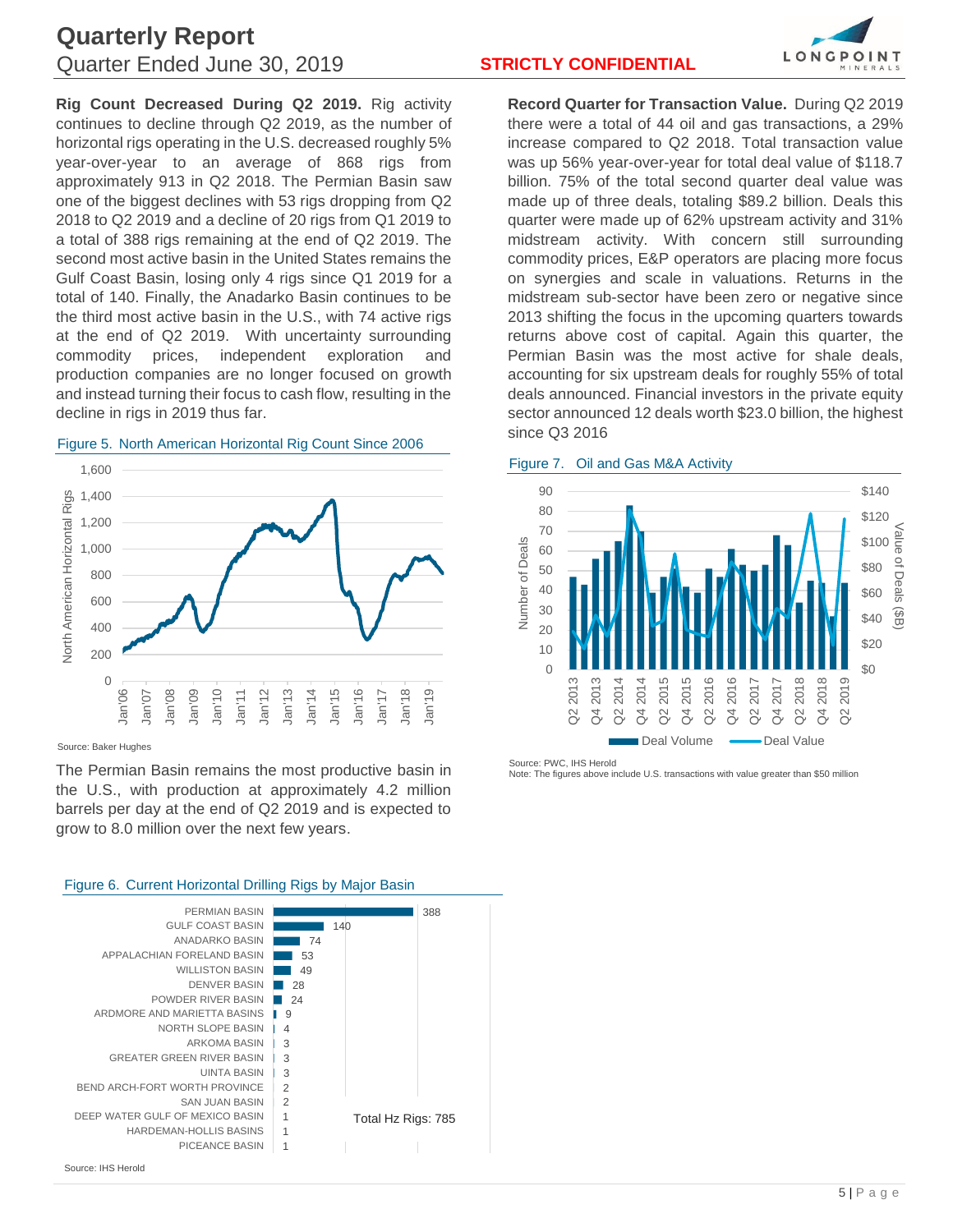**Rig Count Decreased During Q2 2019.** Rig activity continues to decline through Q2 2019, as the number of horizontal rigs operating in the U.S. decreased roughly 5% year-over-year to an average of 868 rigs from approximately 913 in Q2 2018. The Permian Basin saw one of the biggest declines with 53 rigs dropping from Q2 2018 to Q2 2019 and a decline of 20 rigs from Q1 2019 to a total of 388 rigs remaining at the end of Q2 2019. The second most active basin in the United States remains the Gulf Coast Basin, losing only 4 rigs since Q1 2019 for a total of 140. Finally, the Anadarko Basin continues to be the third most active basin in the U.S., with 74 active rigs at the end of Q2 2019. With uncertainty surrounding commodity prices, independent exploration and production companies are no longer focused on growth and instead turning their focus to cash flow, resulting in the decline in rigs in 2019 thus far.

Figure 5. North American Horizontal Rig Count Since 2006

Source: Baker Hughes

The Permian Basin remains the most productive basin in the U.S., with production at approximately 4.2 million barrels per day at the end of Q2 2019 and is expected to grow to 8.0 million over the next few years.

Figure 6. Current Horizontal Drilling Rigs by Major Basin

| Basin | Rigs |
|---|---|
| PERMIAN BASIN | 388 |
| GULF COAST BASIN | 140 |
| ANADARKO BASIN | 74 |
| APPALACHIAN FORELAND BASIN | 53 |
| WILLISTON BASIN | 49 |
| DENVER BASIN | 28 |
| POWDER RIVER BASIN | 24 |
| ARDMORE AND MARIETTA BASINS | 9 |
| NORTH SLOPE BASIN | 4 |
| ARKOMA BASIN | 3 |
| GREATER GREEN RIVER BASIN | 3 |
| UINTA BASIN | 3 |
| BEND ARCH-FORT WORTH PROVINCE | 2 |
| SAN JUAN BASIN | 2 |
| DEEP WATER GULF OF MEXICO BASIN | 1 |
| HARDEMAN-HOLLIS BASINS | 1 |
| PICEANCE BASIN | 1 |

Total Hz Rigs: 785

Source: IHS Herold

**Record Quarter for Transaction Value.** During Q2 2019 there were a total of 44 oil and gas transactions, a 29% increase compared to Q2 2018. Total transaction value was up 56% year-over-year for total deal value of $118.7 billion. 75% of the total second quarter deal value was made up of three deals, totaling $89.2 billion. Deals this quarter were made up of 62% upstream activity and 31% midstream activity. With concern still surrounding commodity prices, E&P operators are placing more focus on synergies and scale in valuations. Returns in the midstream sub-sector have been zero or negative since 2013 shifting the focus in the upcoming quarters towards returns above cost of capital. Again this quarter, the Permian Basin was the most active for shale deals, accounting for six upstream deals for roughly 55% of total deals announced. Financial investors in the private equity sector announced 12 deals worth $23.0 billion, the highest since Q3 2016

Figure 7. Oil and Gas M&A Activity

Source: PWC, IHS Herold
Note: The figures above include U.S. transactions with value greater than $50 million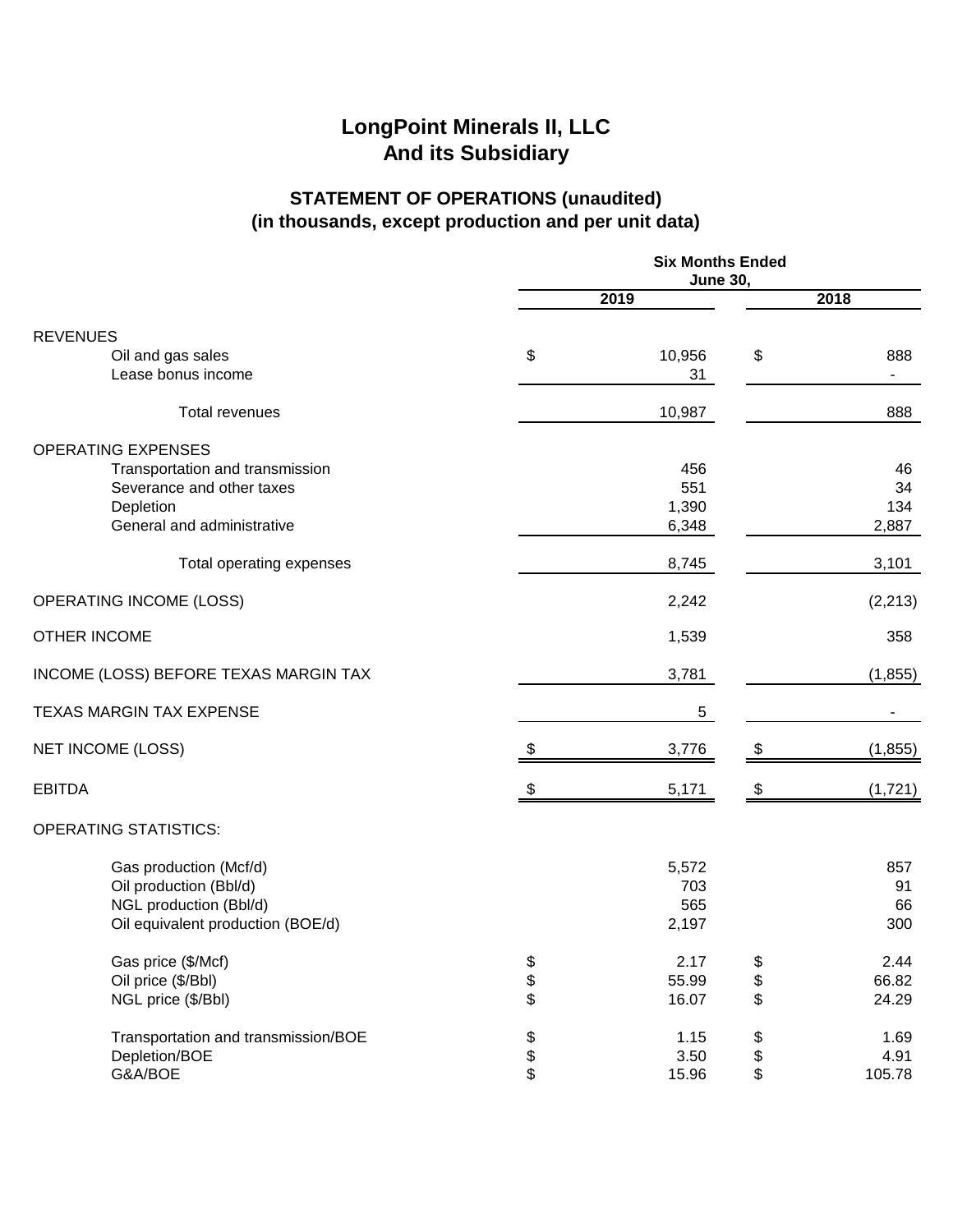# LongPoint Minerals II, LLC
# And its Subsidiary

## STATEMENT OF OPERATIONS (unaudited)
## (in thousands, except production and per unit data)

| | Six Months Ended June 30, | |
|---|---|---|
| | 2019 | 2018 |
| **REVENUES** | | |
| Oil and gas sales | $ 10,956 | $ 888 |
| Lease bonus income | 31 | - |
| Total revenues | 10,987 | 888 |
| **OPERATING EXPENSES** | | |
| Transportation and transmission | 456 | 46 |
| Severance and other taxes | 551 | 34 |
| Depletion | 1,390 | 134 |
| General and administrative | 6,348 | 2,887 |
| Total operating expenses | 8,745 | 3,101 |
| OPERATING INCOME (LOSS) | 2,242 | (2,213) |
| OTHER INCOME | 1,539 | 358 |
| INCOME (LOSS) BEFORE TEXAS MARGIN TAX | 3,781 | (1,855) |
| TEXAS MARGIN TAX EXPENSE | 5 | - |
| NET INCOME (LOSS) | $ 3,776 | $ (1,855) |
| EBITDA | $ 5,171 | $ (1,721) |
| **OPERATING STATISTICS:** | | |
| Gas production (Mcf/d) | 5,572 | 857 |
| Oil production (Bbl/d) | 703 | 91 |
| NGL production (Bbl/d) | 565 | 66 |
| Oil equivalent production (BOE/d) | 2,197 | 300 |
| Gas price ($/Mcf) | $ 2.17 | $ 2.44 |
| Oil price ($/Bbl) | $ 55.99 | $ 66.82 |
| NGL price ($/Bbl) | $ 16.07 | $ 24.29 |
| Transportation and transmission/BOE | $ 1.15 | $ 1.69 |
| Depletion/BOE | $ 3.50 | $ 4.91 |
| G&A/BOE | $ 15.96 | $ 105.78 |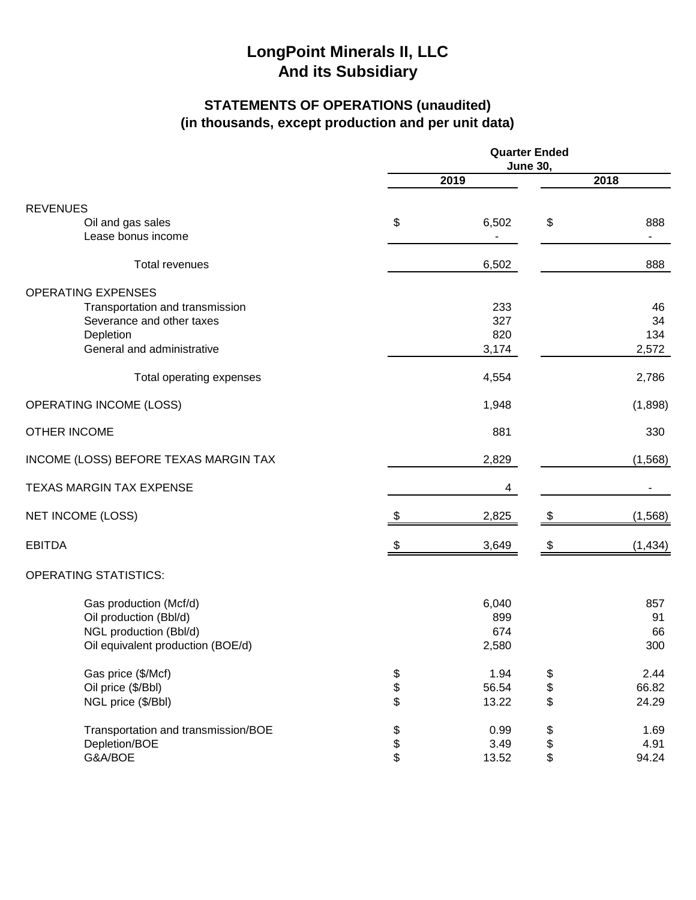# LongPoint Minerals II, LLC
# And its Subsidiary

## STATEMENTS OF OPERATIONS (unaudited)
## (in thousands, except production and per unit data)

| | Quarter Ended June 30, 2019 | Quarter Ended June 30, 2018 |
|---|---|---|
| **REVENUES** | | |
| Oil and gas sales | $ 6,502 | $ 888 |
| Lease bonus income | - | - |
| Total revenues | 6,502 | 888 |
| **OPERATING EXPENSES** | | |
| Transportation and transmission | 233 | 46 |
| Severance and other taxes | 327 | 34 |
| Depletion | 820 | 134 |
| General and administrative | 3,174 | 2,572 |
| Total operating expenses | 4,554 | 2,786 |
| OPERATING INCOME (LOSS) | 1,948 | (1,898) |
| OTHER INCOME | 881 | 330 |
| INCOME (LOSS) BEFORE TEXAS MARGIN TAX | 2,829 | (1,568) |
| TEXAS MARGIN TAX EXPENSE | 4 | - |
| NET INCOME (LOSS) | $ 2,825 | $ (1,568) |
| EBITDA | $ 3,649 | $ (1,434) |
| **OPERATING STATISTICS:** | | |
| Gas production (Mcf/d) | 6,040 | 857 |
| Oil production (Bbl/d) | 899 | 91 |
| NGL production (Bbl/d) | 674 | 66 |
| Oil equivalent production (BOE/d) | 2,580 | 300 |
| Gas price ($/Mcf) | $ 1.94 | $ 2.44 |
| Oil price ($/Bbl) | $ 56.54 | $ 66.82 |
| NGL price ($/Bbl) | $ 13.22 | $ 24.29 |
| Transportation and transmission/BOE | $ 0.99 | $ 1.69 |
| Depletion/BOE | $ 3.49 | $ 4.91 |
| G&A/BOE | $ 13.52 | $ 94.24 |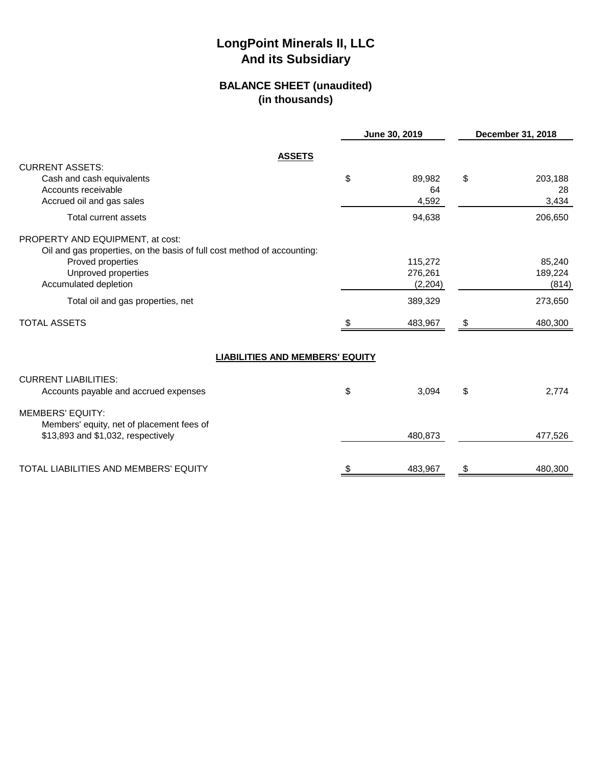# LongPoint Minerals II, LLC
# And its Subsidiary

## BALANCE SHEET (unaudited)
## (in thousands)

| | June 30, 2019 | December 31, 2018 |
|---|---|---|
| **ASSETS** | | |
| CURRENT ASSETS: | | |
| Cash and cash equivalents | $ 89,982 | $ 203,188 |
| Accounts receivable | 64 | 28 |
| Accrued oil and gas sales | 4,592 | 3,434 |
| Total current assets | 94,638 | 206,650 |
| PROPERTY AND EQUIPMENT, at cost: | | |
| Oil and gas properties, on the basis of full cost method of accounting: | | |
| Proved properties | 115,272 | 85,240 |
| Unproved properties | 276,261 | 189,224 |
| Accumulated depletion | (2,204) | (814) |
| Total oil and gas properties, net | 389,329 | 273,650 |
| TOTAL ASSETS | $ 483,967 | $ 480,300 |
| **LIABILITIES AND MEMBERS' EQUITY** | | |
| CURRENT LIABILITIES: | | |
| Accounts payable and accrued expenses | $ 3,094 | $ 2,774 |
| MEMBERS' EQUITY: | | |
| Members' equity, net of placement fees of $13,893 and $1,032, respectively | 480,873 | 477,526 |
| TOTAL LIABILITIES AND MEMBERS' EQUITY | $ 483,967 | $ 480,300 |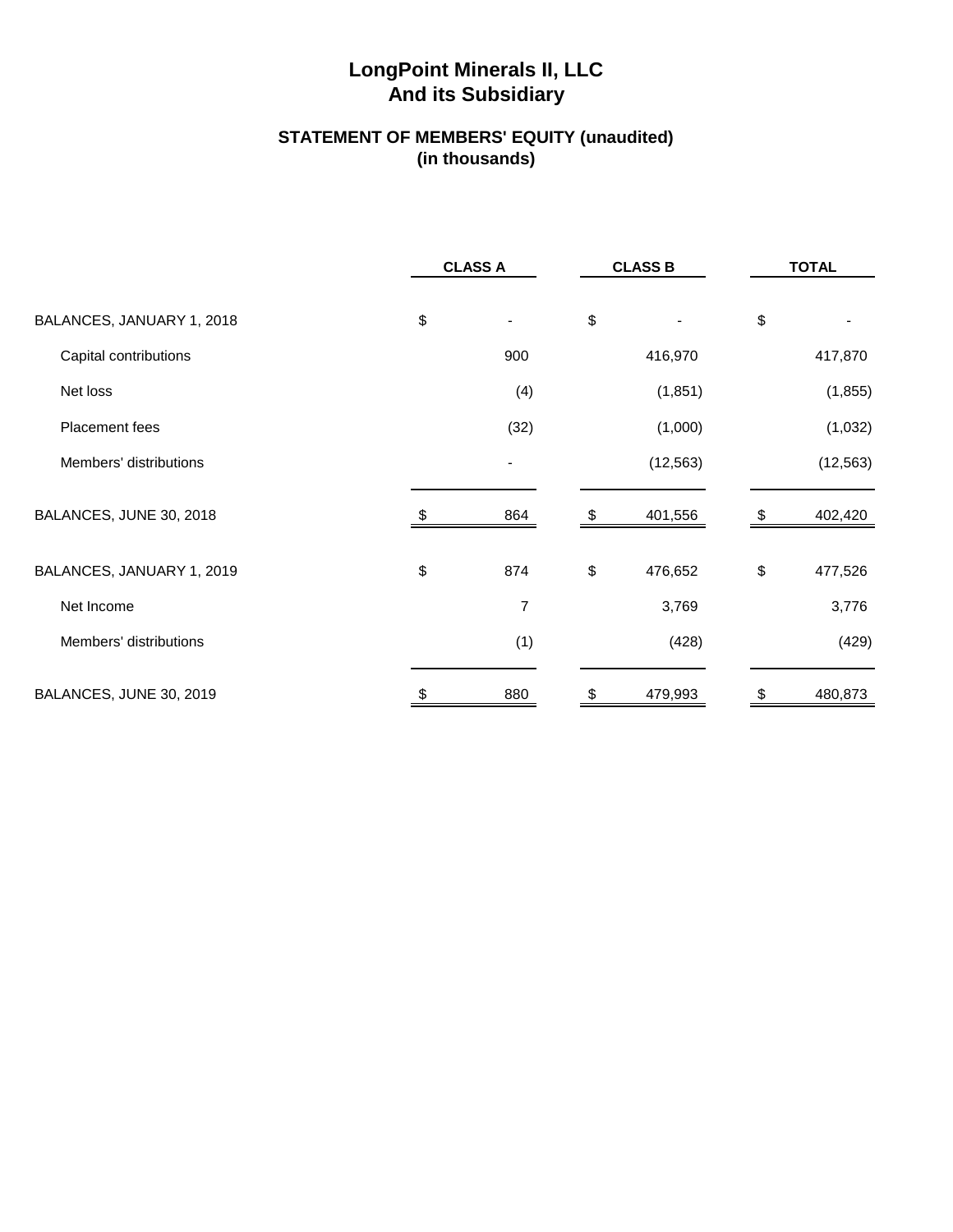# LongPoint Minerals II, LLC
# And its Subsidiary

## STATEMENT OF MEMBERS' EQUITY (unaudited)
## (in thousands)

| | CLASS A | CLASS B | TOTAL |
|---|---|---|---|
| BALANCES, JANUARY 1, 2018 | $ - | $ - | $ - |
| Capital contributions | 900 | 416,970 | 417,870 |
| Net loss | (4) | (1,851) | (1,855) |
| Placement fees | (32) | (1,000) | (1,032) |
| Members' distributions | - | (12,563) | (12,563) |
| BALANCES, JUNE 30, 2018 | $ 864 | $ 401,556 | $ 402,420 |
| BALANCES, JANUARY 1, 2019 | $ 874 | $ 476,652 | $ 477,526 |
| Net Income | 7 | 3,769 | 3,776 |
| Members' distributions | (1) | (428) | (429) |
| BALANCES, JUNE 30, 2019 | $ 880 | $ 479,993 | $ 480,873 |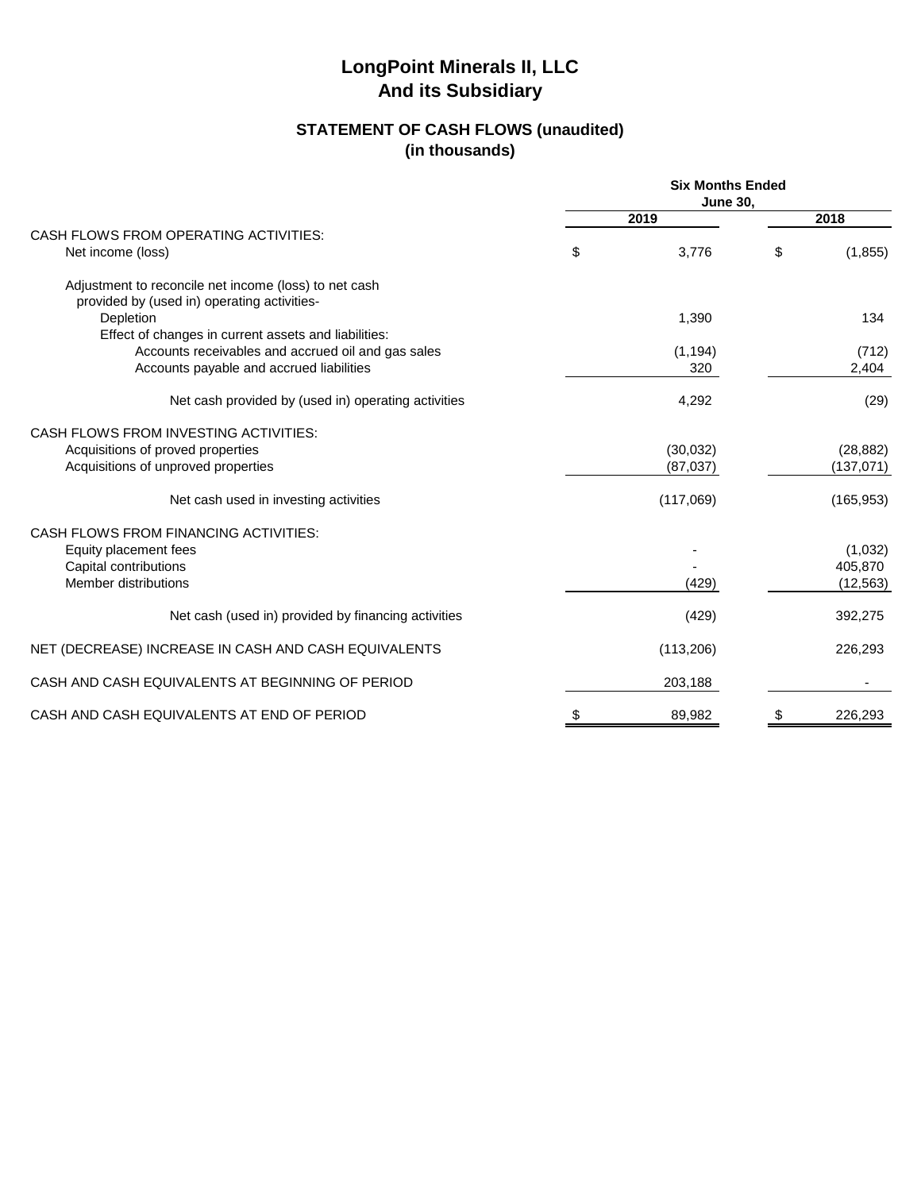# LongPoint Minerals II, LLC
# And its Subsidiary

## STATEMENT OF CASH FLOWS (unaudited)
## (in thousands)

| | Six Months Ended June 30, 2019 | Six Months Ended June 30, 2018 |
|---|---|---|
| CASH FLOWS FROM OPERATING ACTIVITIES: | | |
| Net income (loss) | $ 3,776 | $ (1,855) |
| Adjustment to reconcile net income (loss) to net cash provided by (used in) operating activities- | | |
| Depletion | 1,390 | 134 |
| Effect of changes in current assets and liabilities: | | |
| Accounts receivables and accrued oil and gas sales | (1,194) | (712) |
| Accounts payable and accrued liabilities | 320 | 2,404 |
| Net cash provided by (used in) operating activities | 4,292 | (29) |
| CASH FLOWS FROM INVESTING ACTIVITIES: | | |
| Acquisitions of proved properties | (30,032) | (28,882) |
| Acquisitions of unproved properties | (87,037) | (137,071) |
| Net cash used in investing activities | (117,069) | (165,953) |
| CASH FLOWS FROM FINANCING ACTIVITIES: | | |
| Equity placement fees | - | (1,032) |
| Capital contributions | - | 405,870 |
| Member distributions | (429) | (12,563) |
| Net cash (used in) provided by financing activities | (429) | 392,275 |
| NET (DECREASE) INCREASE IN CASH AND CASH EQUIVALENTS | (113,206) | 226,293 |
| CASH AND CASH EQUIVALENTS AT BEGINNING OF PERIOD | 203,188 | - |
| CASH AND CASH EQUIVALENTS AT END OF PERIOD | $ 89,982 | $ 226,293 |